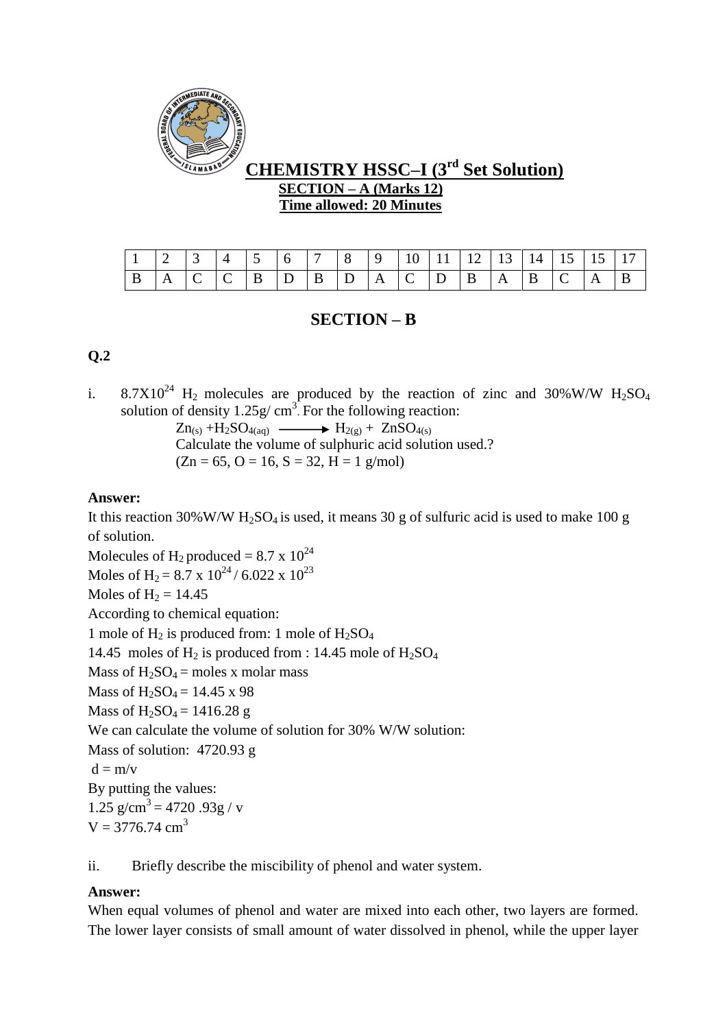# CHEMISTRY HSSC–I (3rd Set Solution)

**SECTION – A (Marks 12)**

**Time allowed: 20 Minutes**

| 1 | 2 | 3 | 4 | 5 | 6 | 7 | 8 | 9 | 10 | 11 | 12 | 13 | 14 | 15 | 15 | 17 |
|---|---|---|---|---|---|---|---|---|---|---|---|---|---|---|---|---|
| B | A | C | C | B | D | B | D | A | C | D | B | A | B | C | A | B |

## SECTION – B

### Q.2

i. $8.7X10^{24}$ $H_2$ molecules are produced by the reaction of zinc and 30%W/W $H_2SO_4$ solution of density 1.25g/ $cm^3$. For the following reaction:

$$Zn_{(s)} + H_2SO_{4(aq)} \longrightarrow H_{2(g)} + ZnSO_{4(s)}$$

Calculate the volume of sulphuric acid solution used.?

(Zn = 65, O = 16, S = 32, H = 1 g/mol)

**Answer:**

It this reaction 30%W/W $H_2SO_4$ is used, it means 30 g of sulfuric acid is used to make 100 g of solution.

Molecules of $H_2$ produced = $8.7 \times 10^{24}$

Moles of $H_2 = 8.7 \times 10^{24} / 6.022 \times 10^{23}$

Moles of $H_2$ = 14.45

According to chemical equation:

1 mole of $H_2$ is produced from: 1 mole of $H_2SO_4$

14.45 moles of $H_2$ is produced from : 14.45 mole of $H_2SO_4$

Mass of $H_2SO_4$ = moles x molar mass

Mass of $H_2SO_4$ = 14.45 x 98

Mass of $H_2SO_4$ = 1416.28 g

We can calculate the volume of solution for 30% W/W solution:

Mass of solution: 4720.93 g

d = m/v

By putting the values:

1.25 g/$cm^3$ = 4720 .93g / v

V = 3776.74 $cm^3$

ii. Briefly describe the miscibility of phenol and water system.

**Answer:**

When equal volumes of phenol and water are mixed into each other, two layers are formed. The lower layer consists of small amount of water dissolved in phenol, while the upper layer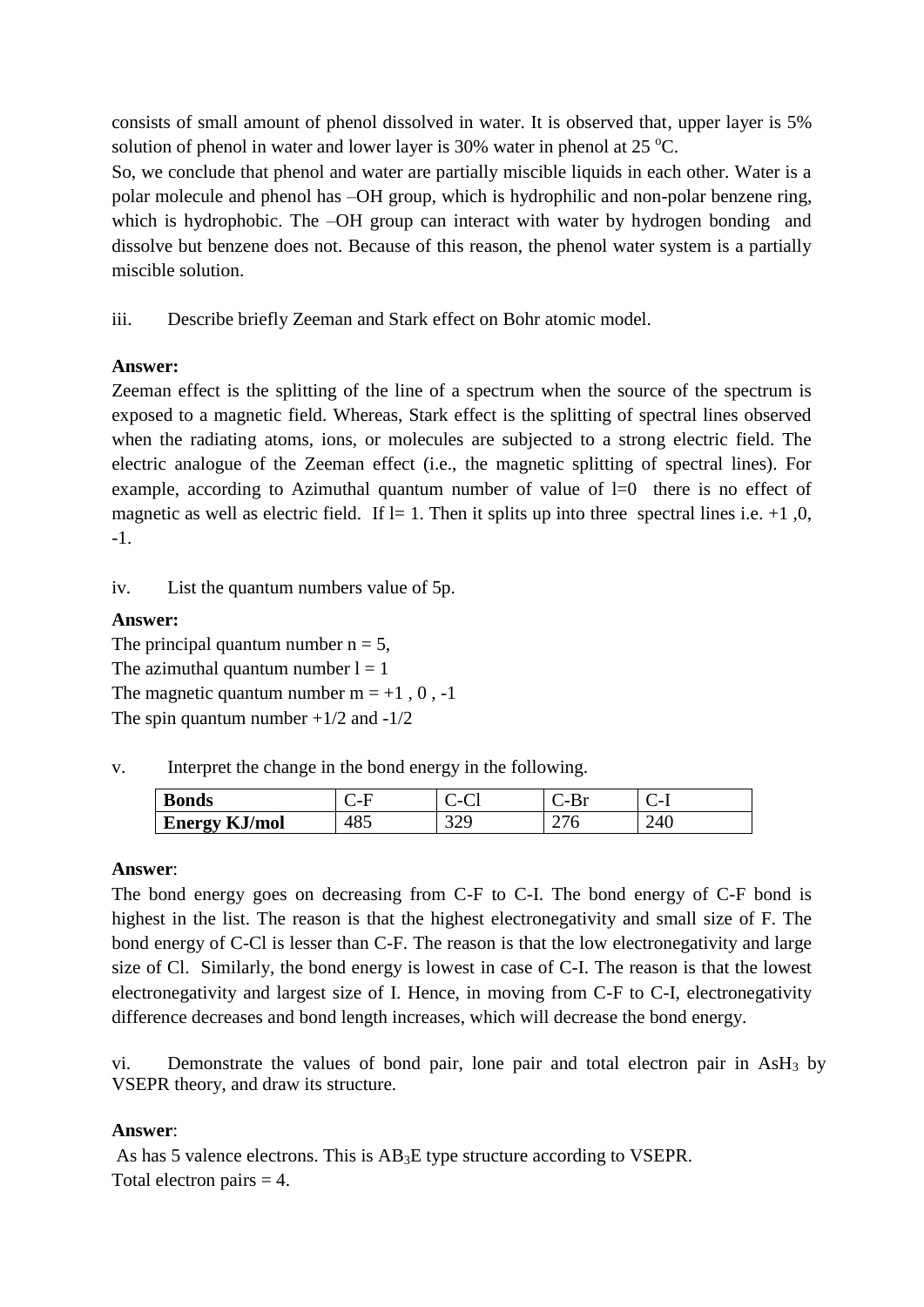consists of small amount of phenol dissolved in water. It is observed that, upper layer is 5% solution of phenol in water and lower layer is 30% water in phenol at 25 $^{o}$C.

So, we conclude that phenol and water are partially miscible liquids in each other. Water is a polar molecule and phenol has –OH group, which is hydrophilic and non-polar benzene ring, which is hydrophobic. The –OH group can interact with water by hydrogen bonding and dissolve but benzene does not. Because of this reason, the phenol water system is a partially miscible solution.

iii. Describe briefly Zeeman and Stark effect on Bohr atomic model.

**Answer:**

Zeeman effect is the splitting of the line of a spectrum when the source of the spectrum is exposed to a magnetic field. Whereas, Stark effect is the splitting of spectral lines observed when the radiating atoms, ions, or molecules are subjected to a strong electric field. The electric analogue of the Zeeman effect (i.e., the magnetic splitting of spectral lines). For example, according to Azimuthal quantum number of value of l=0 there is no effect of magnetic as well as electric field. If l= 1. Then it splits up into three spectral lines i.e. +1 ,0, -1.

iv. List the quantum numbers value of 5p.

**Answer:**

The principal quantum number n = 5,
The azimuthal quantum number l = 1
The magnetic quantum number m = +1 , 0 , -1
The spin quantum number +1/2 and -1/2

v. Interpret the change in the bond energy in the following.

| **Bonds** | C-F | C-Cl | C-Br | C-I |
|---|---|---|---|---|
| **Energy KJ/mol** | 485 | 329 | 276 | 240 |

**Answer**:

The bond energy goes on decreasing from C-F to C-I. The bond energy of C-F bond is highest in the list. The reason is that the highest electronegativity and small size of F. The bond energy of C-Cl is lesser than C-F. The reason is that the low electronegativity and large size of Cl. Similarly, the bond energy is lowest in case of C-I. The reason is that the lowest electronegativity and largest size of I. Hence, in moving from C-F to C-I, electronegativity difference decreases and bond length increases, which will decrease the bond energy.

vi. Demonstrate the values of bond pair, lone pair and total electron pair in $AsH_3$ by VSEPR theory, and draw its structure.

**Answer**:

As has 5 valence electrons. This is $AB_3E$ type structure according to VSEPR.
Total electron pairs = 4.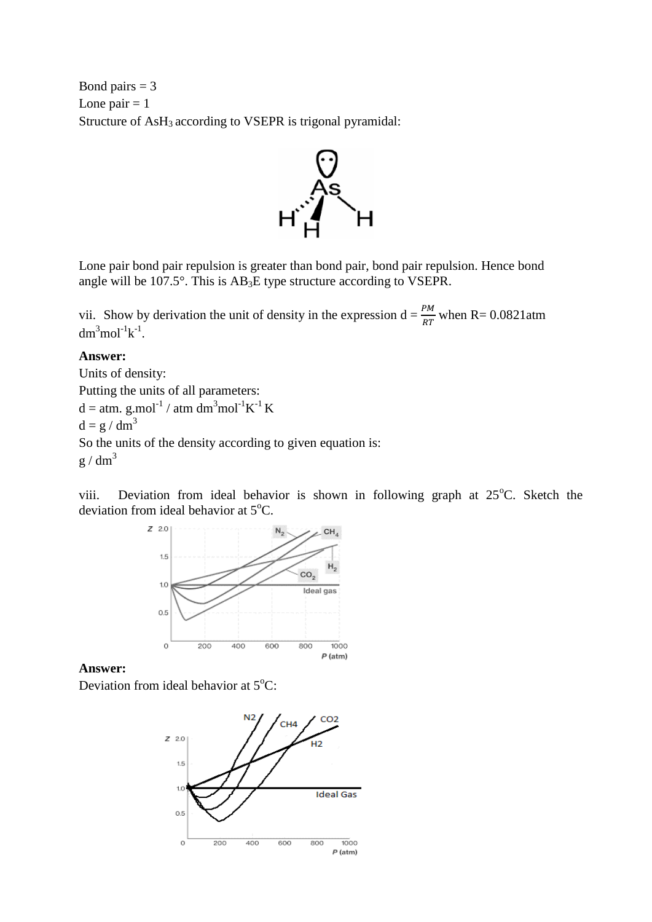Bond pairs = 3
Lone pair = 1
Structure of $AsH_3$ according to VSEPR is trigonal pyramidal:

Lone pair bond pair repulsion is greater than bond pair, bond pair repulsion. Hence bond angle will be 107.5°. This is $AB_3E$ type structure according to VSEPR.

vii. Show by derivation the unit of density in the expression $d = \frac{PM}{RT}$ when R= 0.0821atm $dm^3mol^{-1}k^{-1}$.

**Answer:**
Units of density:
Putting the units of all parameters:
$d = atm.\ g.mol^{-1} / atm\ dm^3mol^{-1}K^{-1}\ K$
$d = g / dm^3$
So the units of the density according to given equation is:
$g / dm^3$

viii. Deviation from ideal behavior is shown in following graph at 25°C. Sketch the deviation from ideal behavior at 5°C.

**Answer:**
Deviation from ideal behavior at 5°C: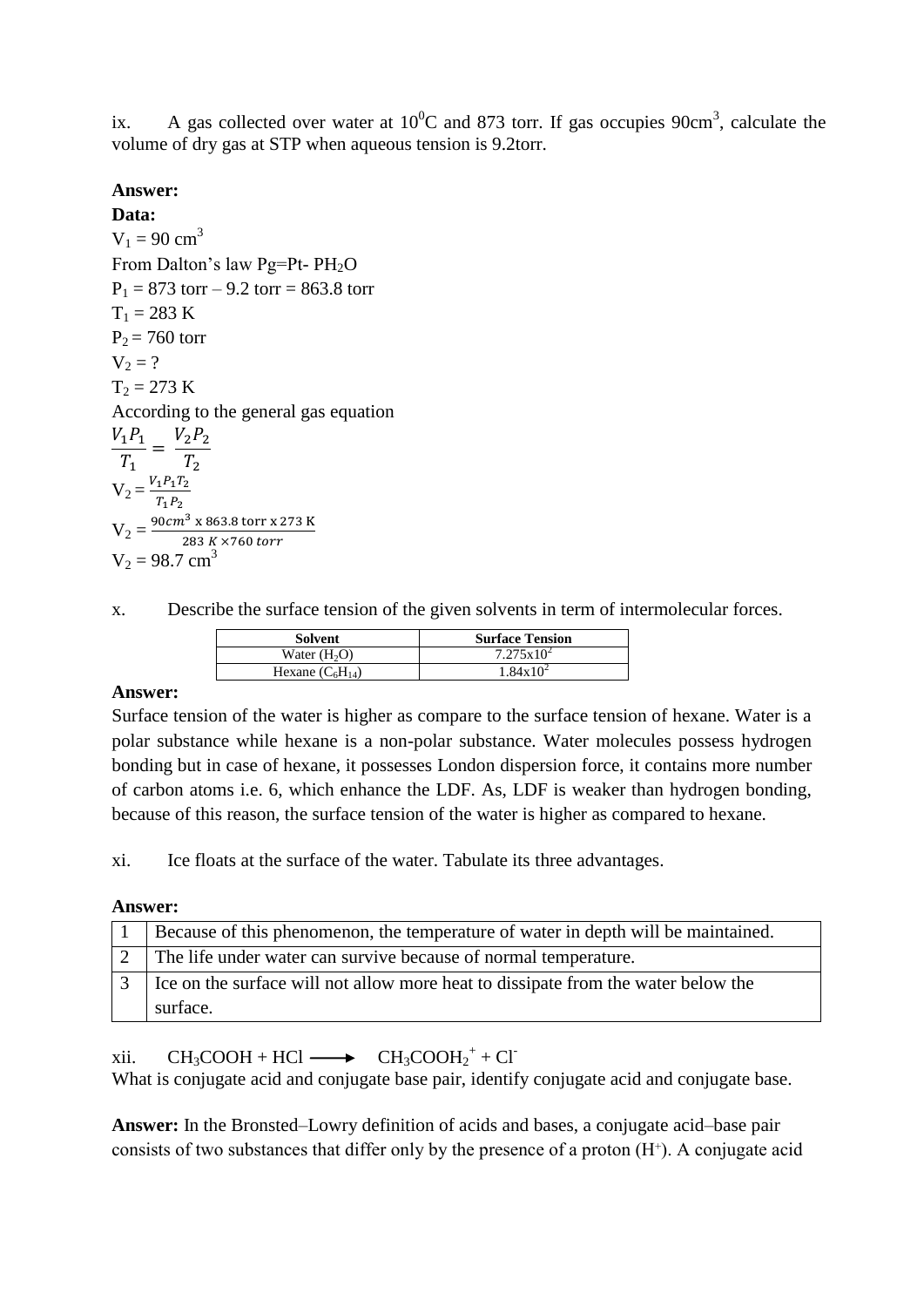ix. A gas collected over water at $10^0$C and 873 torr. If gas occupies 90cm$^3$, calculate the volume of dry gas at STP when aqueous tension is 9.2torr.

**Answer:**

**Data:**

$V_1$ = 90 cm$^3$

From Dalton's law Pg=Pt- $PH_2O$

$P_1$ = 873 torr – 9.2 torr = 863.8 torr

$T_1$ = 283 K

$P_2$ = 760 torr

$V_2$ = ?

$T_2$ = 273 K

According to the general gas equation

$$\frac{V_1P_1}{T_1} = \frac{V_2P_2}{T_2}$$

$$V_2 = \frac{V_1P_1T_2}{T_1P_2}$$

$$V_2 = \frac{90cm^3 \text{ x } 863.8 \text{ torr x } 273 \text{ K}}{283\ K \times 760\ torr}$$

$V_2$ = 98.7 cm$^3$

x. Describe the surface tension of the given solvents in term of intermolecular forces.

| Solvent | Surface Tension |
|---|---|
| Water ($H_2O$) | $7.275\text{x}10^2$ |
| Hexane ($C_6H_{14}$) | $1.84\text{x}10^2$ |

**Answer:**

Surface tension of the water is higher as compare to the surface tension of hexane. Water is a polar substance while hexane is a non-polar substance. Water molecules possess hydrogen bonding but in case of hexane, it possesses London dispersion force, it contains more number of carbon atoms i.e. 6, which enhance the LDF. As, LDF is weaker than hydrogen bonding, because of this reason, the surface tension of the water is higher as compared to hexane.

xi. Ice floats at the surface of the water. Tabulate its three advantages.

**Answer:**

| | |
|---|---|
| 1 | Because of this phenomenon, the temperature of water in depth will be maintained. |
| 2 | The life under water can survive because of normal temperature. |
| 3 | Ice on the surface will not allow more heat to dissipate from the water below the surface. |

xii. $CH_3COOH + HCl \longrightarrow CH_3COOH_2^+ + Cl^-$

What is conjugate acid and conjugate base pair, identify conjugate acid and conjugate base.

**Answer:** In the Bronsted–Lowry definition of acids and bases, a conjugate acid–base pair consists of two substances that differ only by the presence of a proton ($H^+$). A conjugate acid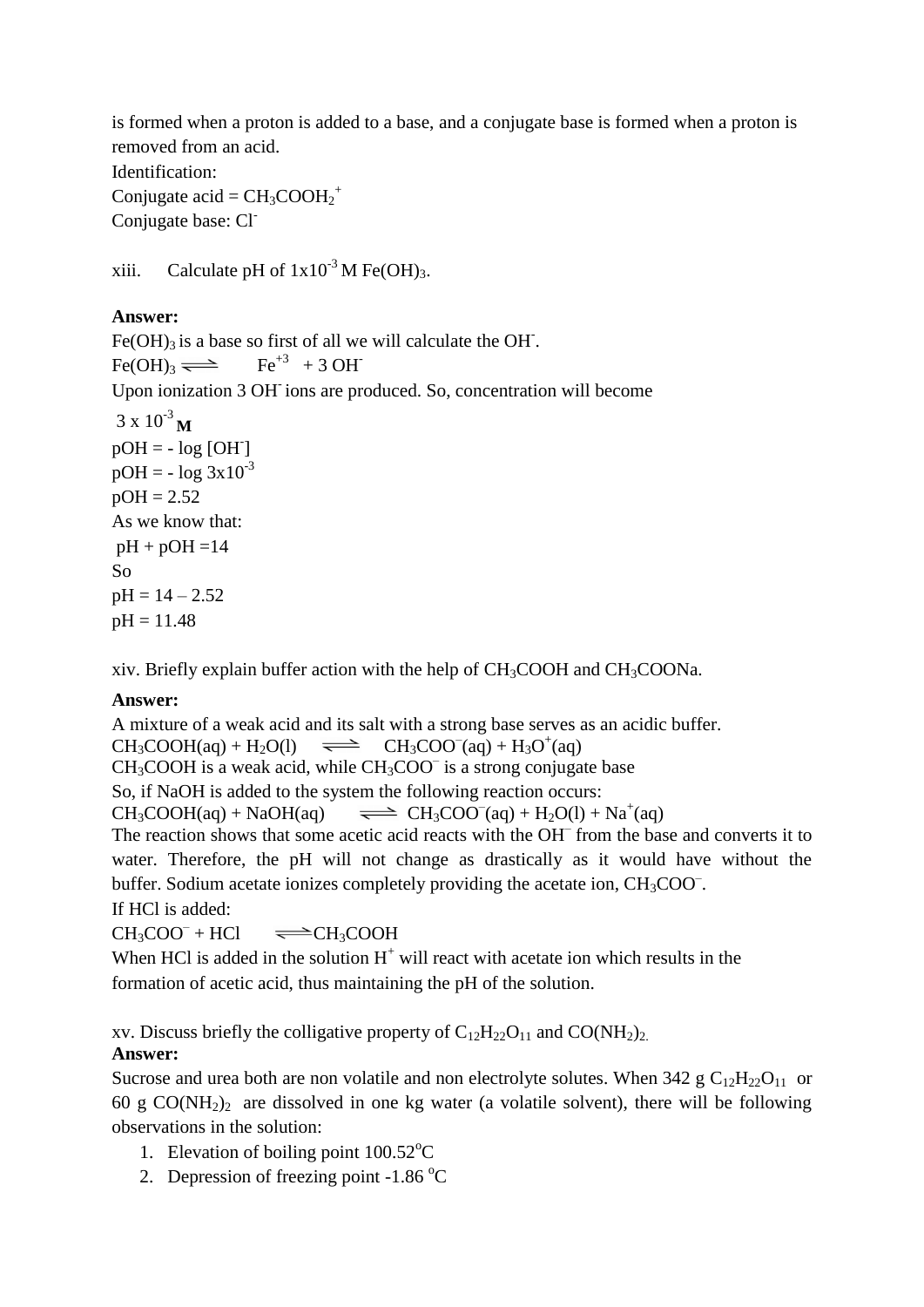is formed when a proton is added to a base, and a conjugate base is formed when a proton is removed from an acid.
Identification:
Conjugate acid = $CH_3COOH_2^+$
Conjugate base: $Cl^-$

xiii. Calculate pH of $1x10^{-3}$ M $Fe(OH)_3$.

**Answer:**
$Fe(OH)_3$ is a base so first of all we will calculate the $OH^-$.
$Fe(OH)_3 \rightleftharpoons Fe^{+3} + 3\ OH^-$
Upon ionization 3 $OH^-$ ions are produced. So, concentration will become
$3 \times 10^{-3}$ **M**
pOH = - log [$OH^-$]
pOH = - log $3x10^{-3}$
pOH = 2.52
As we know that:
pH + pOH =14
So
pH = 14 – 2.52
pH = 11.48

xiv. Briefly explain buffer action with the help of $CH_3COOH$ and $CH_3COONa$.

**Answer:**
A mixture of a weak acid and its salt with a strong base serves as an acidic buffer.
$CH_3COOH(aq) + H_2O(l) \rightleftharpoons CH_3COO^-(aq) + H_3O^+(aq)$
$CH_3COOH$ is a weak acid, while $CH_3COO^-$ is a strong conjugate base
So, if NaOH is added to the system the following reaction occurs:
$CH_3COOH(aq) + NaOH(aq) \rightleftharpoons CH_3COO^-(aq) + H_2O(l) + Na^+(aq)$
The reaction shows that some acetic acid reacts with the $OH^-$ from the base and converts it to water. Therefore, the pH will not change as drastically as it would have without the buffer. Sodium acetate ionizes completely providing the acetate ion, $CH_3COO^-$.
If HCl is added:
$CH_3COO^- + HCl \rightleftharpoons CH_3COOH$
When HCl is added in the solution $H^+$ will react with acetate ion which results in the formation of acetic acid, thus maintaining the pH of the solution.

xv. Discuss briefly the colligative property of $C_{12}H_{22}O_{11}$ and $CO(NH_2)_2$.
**Answer:**
Sucrose and urea both are non volatile and non electrolyte solutes. When 342 g $C_{12}H_{22}O_{11}$ or 60 g $CO(NH_2)_2$ are dissolved in one kg water (a volatile solvent), there will be following observations in the solution:

1. Elevation of boiling point 100.52$^oC$
2. Depression of freezing point -1.86 $^oC$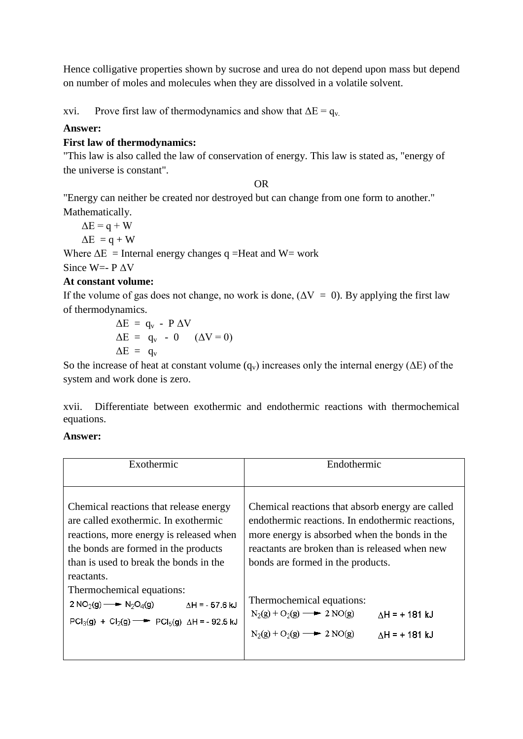Hence colligative properties shown by sucrose and urea do not depend upon mass but depend on number of moles and molecules when they are dissolved in a volatile solvent.

xvi. Prove first law of thermodynamics and show that $\Delta E = q_v$.

**Answer:**

**First law of thermodynamics:**

"This law is also called the law of conservation of energy. This law is stated as, "energy of the universe is constant".

OR

"Energy can neither be created nor destroyed but can change from one form to another."

Mathematically.

$$\Delta E = q + W$$

$$\Delta E = q + W$$

Where $\Delta E$ = Internal energy changes q =Heat and W= work

Since $W = - P\,\Delta V$

**At constant volume:**

If the volume of gas does not change, no work is done, ($\Delta V = 0$). By applying the first law of thermodynamics.

$$\Delta E = q_v - P\,\Delta V$$

$$\Delta E = q_v - 0 \quad (\Delta V = 0)$$

$$\Delta E = q_v$$

So the increase of heat at constant volume ($q_v$) increases only the internal energy ($\Delta E$) of the system and work done is zero.

xvii. Differentiate between exothermic and endothermic reactions with thermochemical equations.

**Answer:**

| Exothermic | Endothermic |
|---|---|
| Chemical reactions that release energy are called exothermic. In exothermic reactions, more energy is released when the bonds are formed in the products than is used to break the bonds in the reactants.<br>Thermochemical equations:<br>$2NO_2(g) \rightarrow N_2O_4(g) \quad \Delta H = -57.6\ kJ$<br>$PCl_3(g) + Cl_2(g) \rightarrow PCl_5(g) \quad \Delta H = -92.5\ kJ$ | Chemical reactions that absorb energy are called endothermic reactions. In endothermic reactions, more energy is absorbed when the bonds in the reactants are broken than is released when new bonds are formed in the products.<br>Thermochemical equations:<br>$N_2(g) + O_2(g) \rightarrow 2NO(g) \quad \Delta H = +181\ kJ$<br>$N_2(g) + O_2(g) \rightarrow 2NO(g) \quad \Delta H = +181\ kJ$ |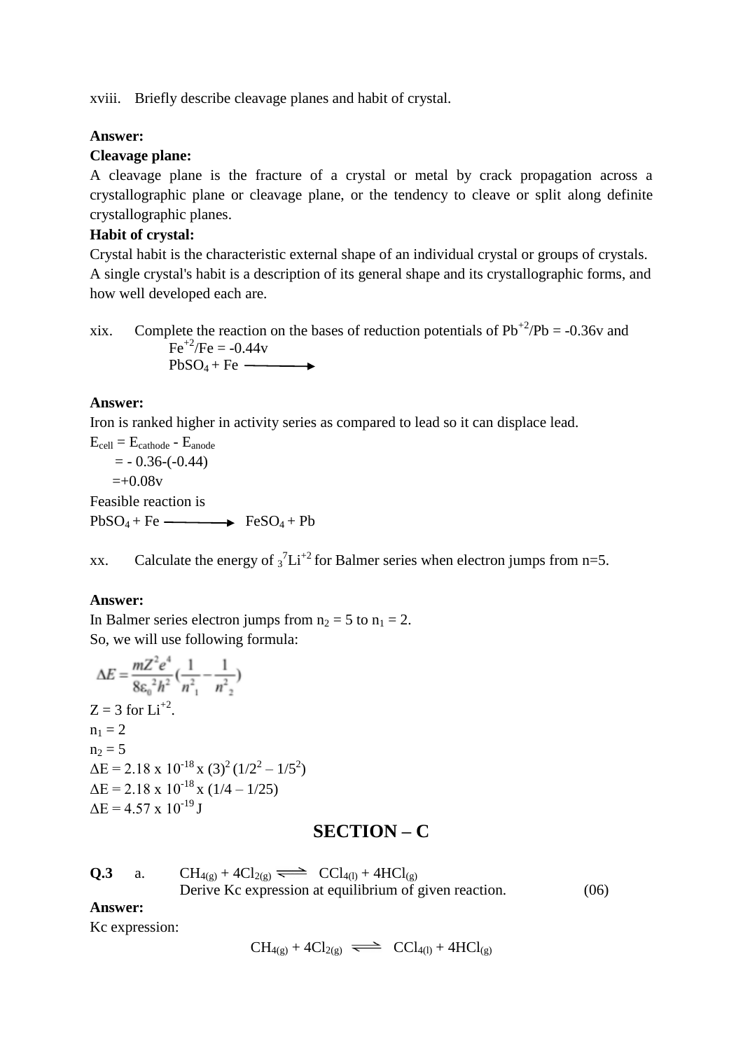xviii. Briefly describe cleavage planes and habit of crystal.

**Answer:**

**Cleavage plane:**

A cleavage plane is the fracture of a crystal or metal by crack propagation across a crystallographic plane or cleavage plane, or the tendency to cleave or split along definite crystallographic planes.

**Habit of crystal:**

Crystal habit is the characteristic external shape of an individual crystal or groups of crystals. A single crystal's habit is a description of its general shape and its crystallographic forms, and how well developed each are.

xix. Complete the reaction on the bases of reduction potentials of $Pb^{+2}/Pb = -0.36v$ and $Fe^{+2}/Fe = -0.44v$

$PbSO_4 + Fe \longrightarrow$

**Answer:**

Iron is ranked higher in activity series as compared to lead so it can displace lead.

$E_{cell} = E_{cathode} - E_{anode}$

$= -0.36-(-0.44)$

$=+0.08v$

Feasible reaction is

$PbSO_4 + Fe \longrightarrow FeSO_4 + Pb$

xx. Calculate the energy of ${}_3^7Li^{+2}$ for Balmer series when electron jumps from n=5.

**Answer:**

In Balmer series electron jumps from $n_2 = 5$ to $n_1 = 2$.

So, we will use following formula:

$$\Delta E = \frac{mZ^2e^4}{8\varepsilon_0^2h^2}\left(\frac{1}{n_1^2} - \frac{1}{n_2^2}\right)$$

Z = 3 for $Li^{+2}$.

$n_1 = 2$

$n_2 = 5$

$\Delta E = 2.18 \times 10^{-18} \times (3)^2 (1/2^2 - 1/5^2)$

$\Delta E = 2.18 \times 10^{-18} \times (1/4 - 1/25)$

$\Delta E = 4.57 \times 10^{-19}$ J

## SECTION – C

**Q.3** a. $CH_{4(g)} + 4Cl_{2(g)} \rightleftharpoons CCl_{4(l)} + 4HCl_{(g)}$

Derive Kc expression at equilibrium of given reaction. (06)

**Answer:**

Kc expression:

$$CH_{4(g)} + 4Cl_{2(g)} \rightleftharpoons CCl_{4(l)} + 4HCl_{(g)}$$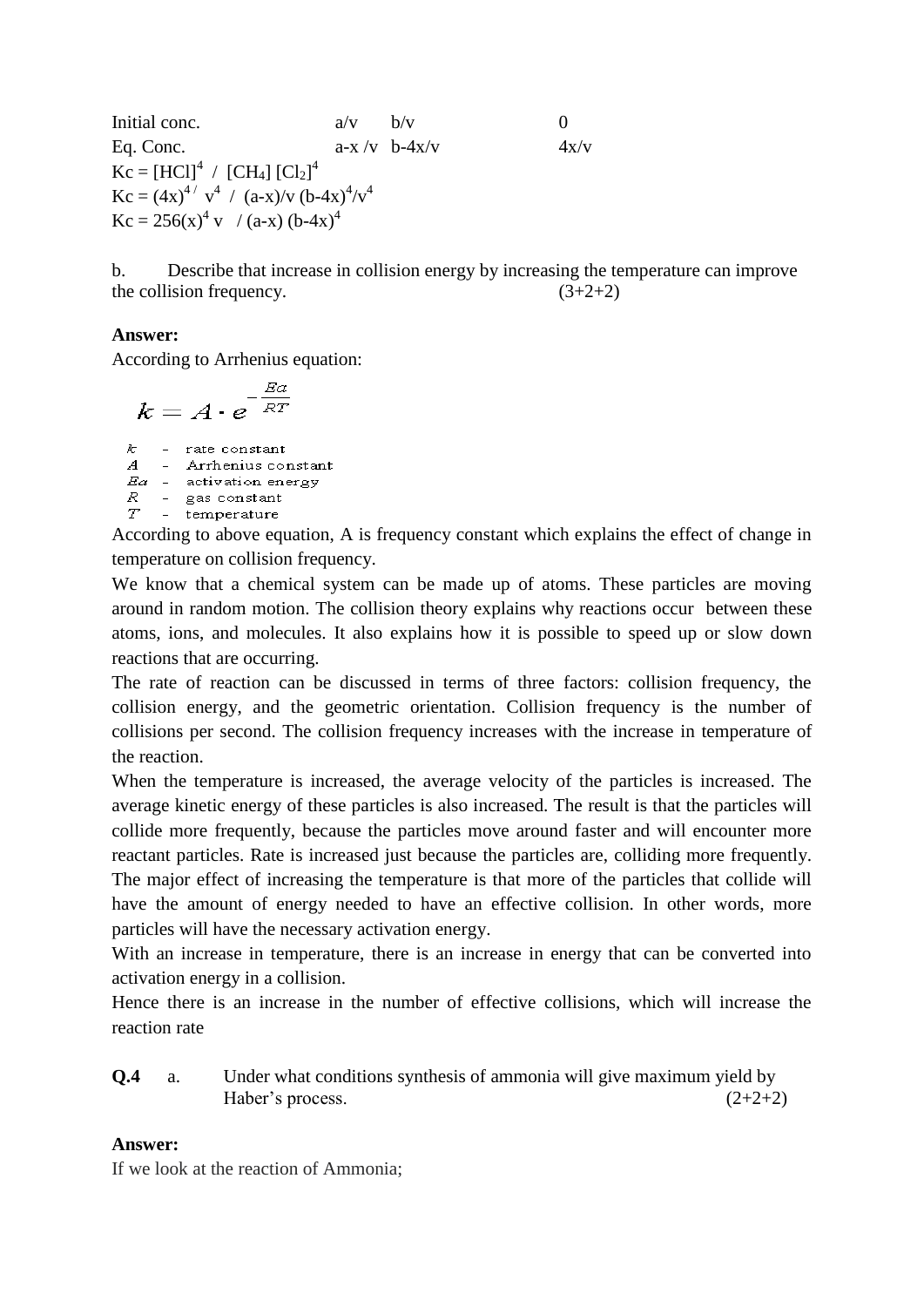| | | | |
|---|---|---|---|
| Initial conc. | a/v | b/v | 0 |
| Eq. Conc. | a-x /v | b-4x/v | 4x/v |

$Kc = [HCl]^4 \;/\; [CH_4]\,[Cl_2]^4$

$Kc = (4x)^{4/}\; v^4 \;/\; (a\text{-}x)/v\,(b\text{-}4x)^4/v^4$

$Kc = 256(x)^4\, v \;\;/\, (a\text{-}x)\,(b\text{-}4x)^4$

b. Describe that increase in collision energy by increasing the temperature can improve the collision frequency. (3+2+2)

**Answer:**

According to Arrhenius equation:

$$k = A \cdot e^{-\frac{Ea}{RT}}$$

$k$ - rate constant
$A$ - Arrhenius constant
$Ea$ - activation energy
$R$ - gas constant
$T$ - temperature

According to above equation, A is frequency constant which explains the effect of change in temperature on collision frequency.

We know that a chemical system can be made up of atoms. These particles are moving around in random motion. The collision theory explains why reactions occur between these atoms, ions, and molecules. It also explains how it is possible to speed up or slow down reactions that are occurring.

The rate of reaction can be discussed in terms of three factors: collision frequency, the collision energy, and the geometric orientation. Collision frequency is the number of collisions per second. The collision frequency increases with the increase in temperature of the reaction.

When the temperature is increased, the average velocity of the particles is increased. The average kinetic energy of these particles is also increased. The result is that the particles will collide more frequently, because the particles move around faster and will encounter more reactant particles. Rate is increased just because the particles are, colliding more frequently. The major effect of increasing the temperature is that more of the particles that collide will have the amount of energy needed to have an effective collision. In other words, more particles will have the necessary activation energy.

With an increase in temperature, there is an increase in energy that can be converted into activation energy in a collision.

Hence there is an increase in the number of effective collisions, which will increase the reaction rate

**Q.4** a. Under what conditions synthesis of ammonia will give maximum yield by Haber's process. (2+2+2)

**Answer:**

If we look at the reaction of Ammonia;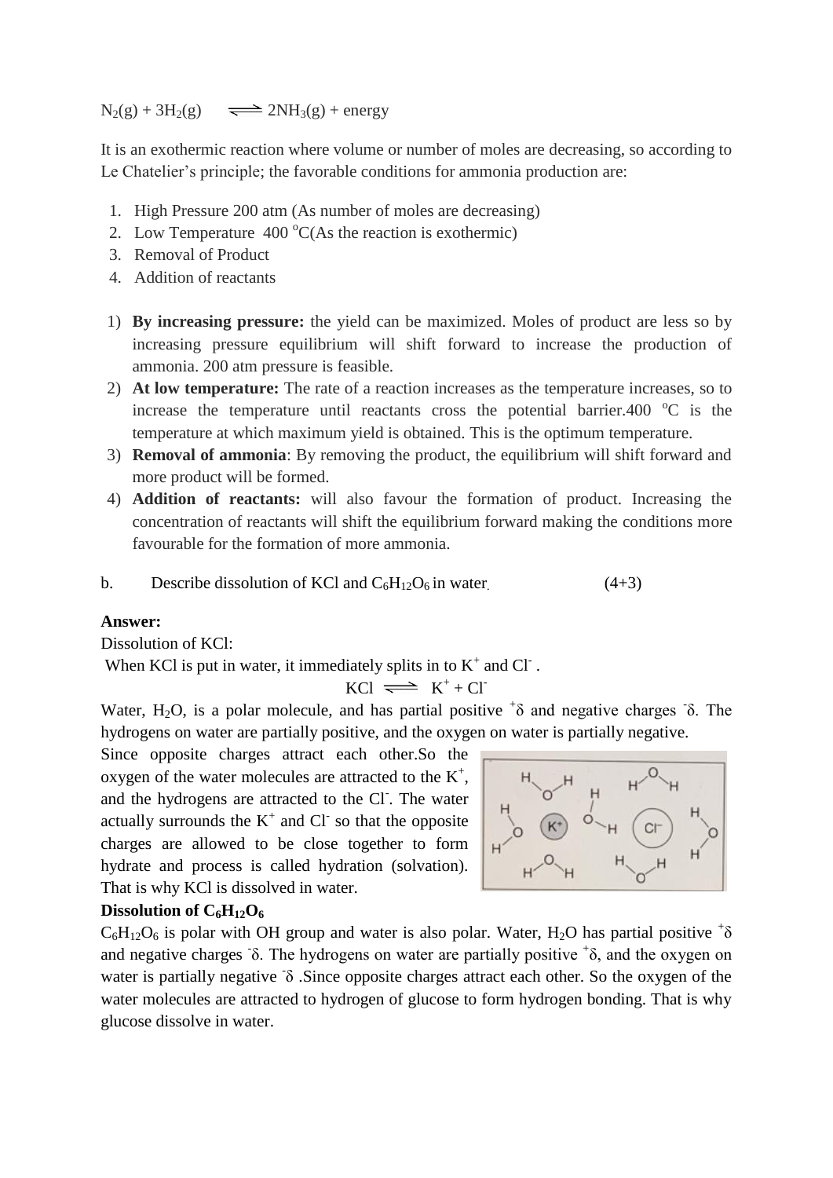$$N_2(g) + 3H_2(g) \rightleftharpoons 2NH_3(g) + \text{energy}$$

It is an exothermic reaction where volume or number of moles are decreasing, so according to Le Chatelier's principle; the favorable conditions for ammonia production are:

1. High Pressure 200 atm (As number of moles are decreasing)
2. Low Temperature 400 $^oC$(As the reaction is exothermic)
3. Removal of Product
4. Addition of reactants

1) **By increasing pressure:** the yield can be maximized. Moles of product are less so by increasing pressure equilibrium will shift forward to increase the production of ammonia. 200 atm pressure is feasible.
2) **At low temperature:** The rate of a reaction increases as the temperature increases, so to increase the temperature until reactants cross the potential barrier.400 $^oC$ is the temperature at which maximum yield is obtained. This is the optimum temperature.
3) **Removal of ammonia**: By removing the product, the equilibrium will shift forward and more product will be formed.
4) **Addition of reactants:** will also favour the formation of product. Increasing the concentration of reactants will shift the equilibrium forward making the conditions more favourable for the formation of more ammonia.

b. Describe dissolution of KCl and $C_6H_{12}O_6$ in water. (4+3)

**Answer:**

Dissolution of KCl:

When KCl is put in water, it immediately splits in to $K^+$ and $Cl^-$ .

$$KCl \rightleftharpoons K^+ + Cl^-$$

Water, $H_2O$, is a polar molecule, and has partial positive $^+\delta$ and negative charges $^-\delta$. The hydrogens on water are partially positive, and the oxygen on water is partially negative.

Since opposite charges attract each other.So the oxygen of the water molecules are attracted to the $K^+$, and the hydrogens are attracted to the $Cl^-$. The water actually surrounds the $K^+$ and $Cl^-$ so that the opposite charges are allowed to be close together to form hydrate and process is called hydration (solvation). That is why KCl is dissolved in water.

**Dissolution of $C_6H_{12}O_6$**

$C_6H_{12}O_6$ is polar with OH group and water is also polar. Water, $H_2O$ has partial positive $^+\delta$ and negative charges $^-\delta$. The hydrogens on water are partially positive $^+\delta$, and the oxygen on water is partially negative $^-\delta$ .Since opposite charges attract each other. So the oxygen of the water molecules are attracted to hydrogen of glucose to form hydrogen bonding. That is why glucose dissolve in water.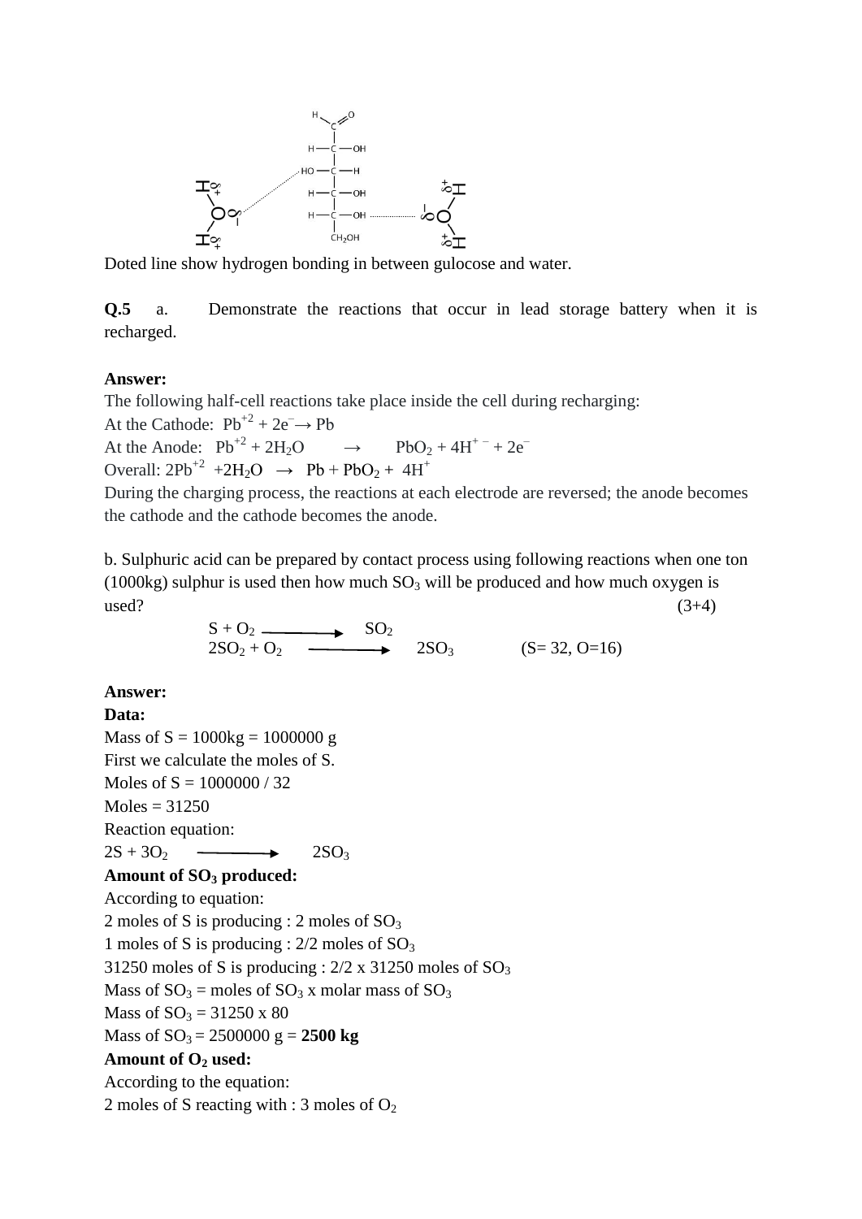Doted line show hydrogen bonding in between gulocose and water.

**Q.5** a. Demonstrate the reactions that occur in lead storage battery when it is recharged.

**Answer:**

The following half-cell reactions take place inside the cell during recharging:

At the Cathode: $Pb^{+2} + 2e^{-} \rightarrow Pb$

At the Anode: $Pb^{+2} + 2H_2O \rightarrow PbO_2 + 4H^{+\,-} + 2e^{-}$

Overall: $2Pb^{+2} + 2H_2O \rightarrow Pb + PbO_2 + 4H^{+}$

During the charging process, the reactions at each electrode are reversed; the anode becomes the cathode and the cathode becomes the anode.

b. Sulphuric acid can be prepared by contact process using following reactions when one ton (1000kg) sulphur is used then how much $SO_3$ will be produced and how much oxygen is used? (3+4)

$$S + O_2 \longrightarrow SO_2$$

$$2SO_2 + O_2 \longrightarrow 2SO_3 \qquad (S= 32, O=16)$$

**Answer:**

**Data:**

Mass of S = 1000kg = 1000000 g

First we calculate the moles of S.

Moles of S = 1000000 / 32

Moles = 31250

Reaction equation:

$$2S + 3O_2 \longrightarrow 2SO_3$$

**Amount of $SO_3$ produced:**

According to equation:

2 moles of S is producing : 2 moles of $SO_3$

1 moles of S is producing : 2/2 moles of $SO_3$

31250 moles of S is producing : 2/2 x 31250 moles of $SO_3$

Mass of $SO_3$ = moles of $SO_3$ x molar mass of $SO_3$

Mass of $SO_3$ = 31250 x 80

Mass of $SO_3$ = 2500000 g = **2500 kg**

**Amount of $O_2$ used:**

According to the equation:

2 moles of S reacting with : 3 moles of $O_2$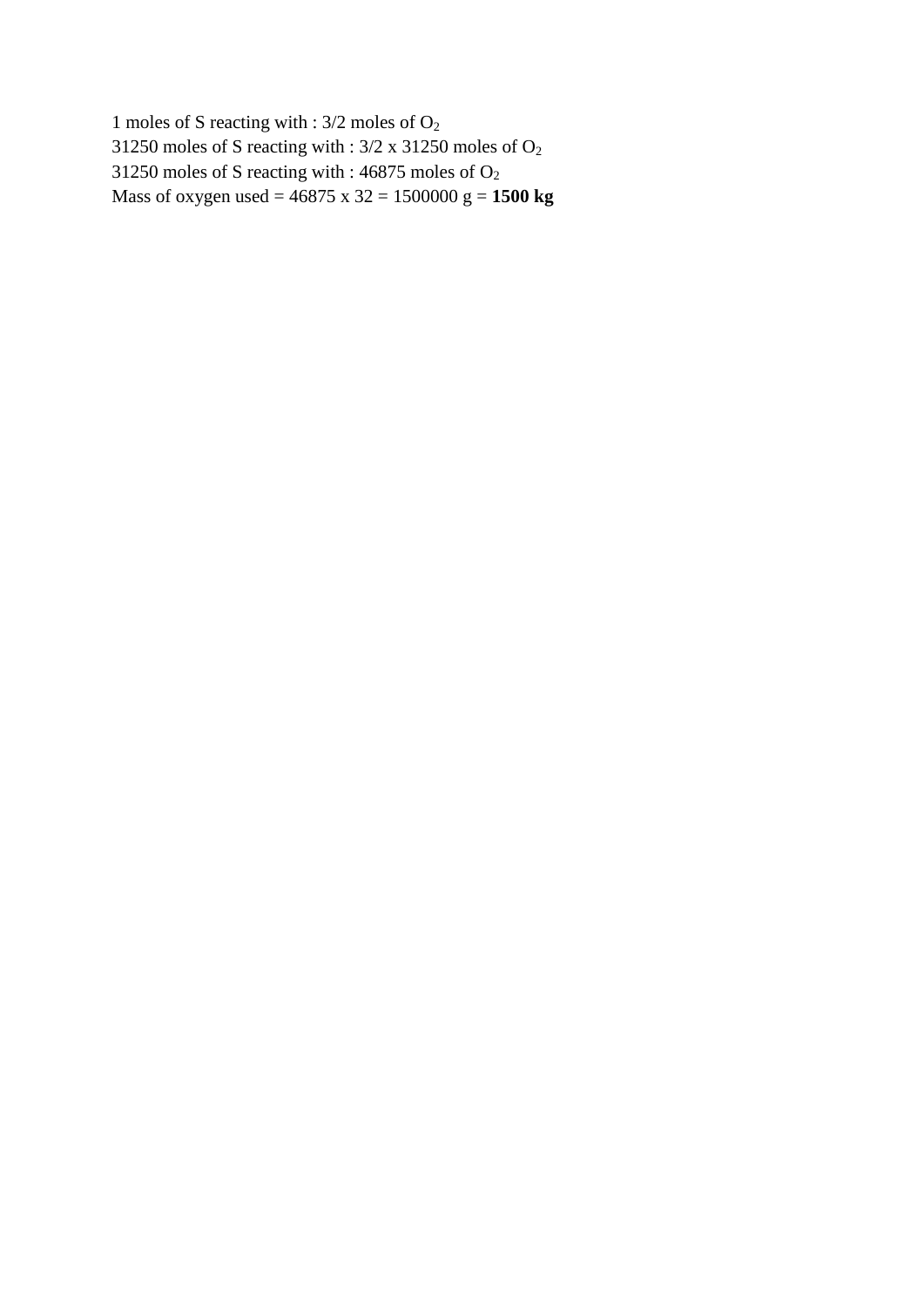1 moles of S reacting with : 3/2 moles of $O_2$

31250 moles of S reacting with : 3/2 x 31250 moles of $O_2$

31250 moles of S reacting with : 46875 moles of $O_2$

Mass of oxygen used = 46875 x 32 = 1500000 g = **1500 kg**